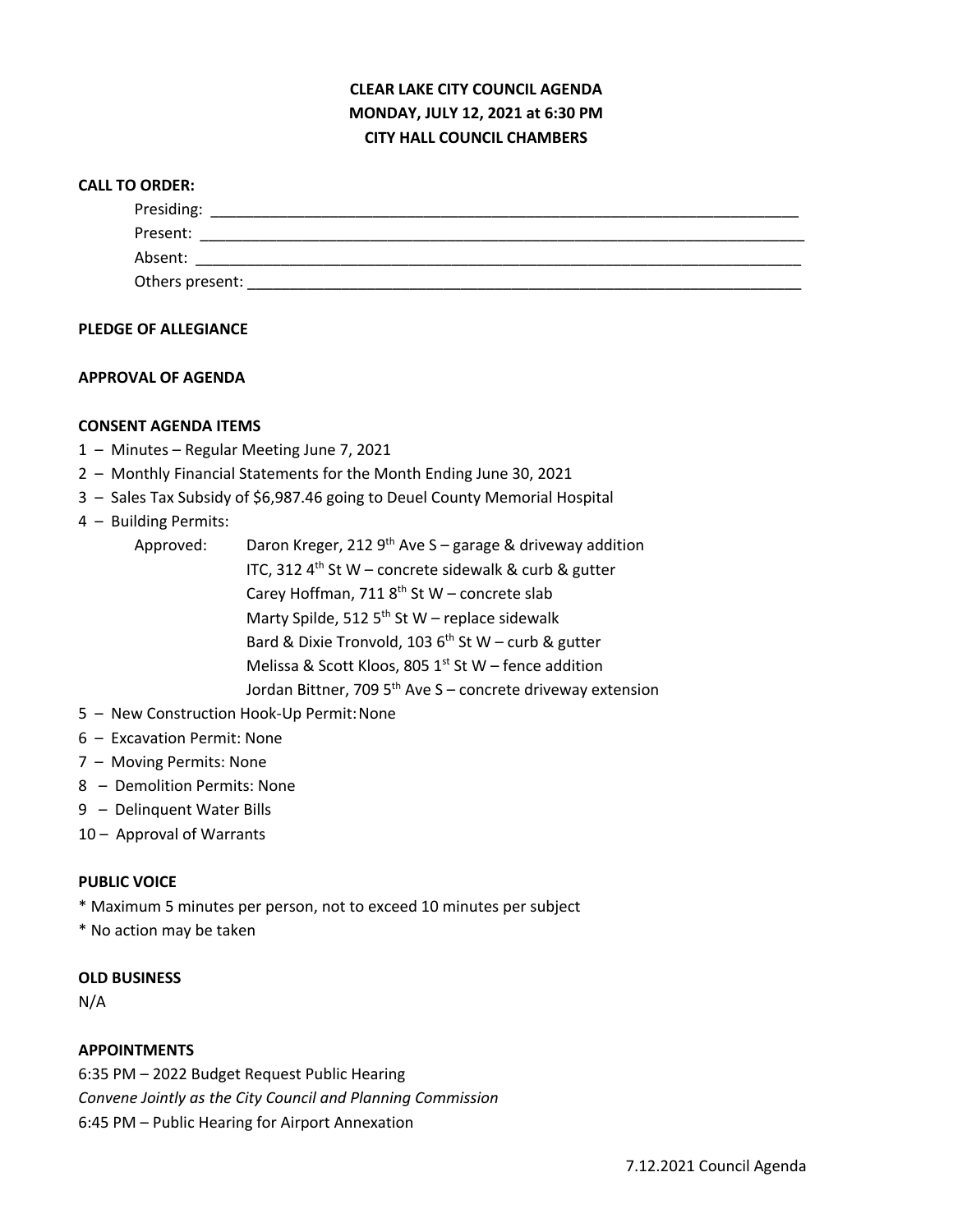# CLEAR LAKE CITY COUNCIL AGENDA
## MONDAY, JULY 12, 2021 at 6:30 PM
## CITY HALL COUNCIL CHAMBERS

**CALL TO ORDER:**

Presiding: ______________________________________________________________________

Present: ________________________________________________________________________

Absent: _________________________________________________________________________

Others present: __________________________________________________________________

**PLEDGE OF ALLEGIANCE**

**APPROVAL OF AGENDA**

**CONSENT AGENDA ITEMS**

1 – Minutes – Regular Meeting June 7, 2021
2 – Monthly Financial Statements for the Month Ending June 30, 2021
3 – Sales Tax Subsidy of $6,987.46 going to Deuel County Memorial Hospital
4 – Building Permits:
  Approved:
  - Daron Kreger, 212 9th Ave S – garage & driveway addition
  - ITC, 312 4th St W – concrete sidewalk & curb & gutter
  - Carey Hoffman, 711 8th St W – concrete slab
  - Marty Spilde, 512 5th St W – replace sidewalk
  - Bard & Dixie Tronvold, 103 6th St W – curb & gutter
  - Melissa & Scott Kloos, 805 1st St W – fence addition
  - Jordan Bittner, 709 5th Ave S – concrete driveway extension

5 – New Construction Hook-Up Permit: None
6 – Excavation Permit: None
7 – Moving Permits: None
8 – Demolition Permits: None
9 – Delinquent Water Bills
10 – Approval of Warrants

**PUBLIC VOICE**

* Maximum 5 minutes per person, not to exceed 10 minutes per subject
* No action may be taken

**OLD BUSINESS**

N/A

**APPOINTMENTS**

6:35 PM – 2022 Budget Request Public Hearing

*Convene Jointly as the City Council and Planning Commission*

6:45 PM – Public Hearing for Airport Annexation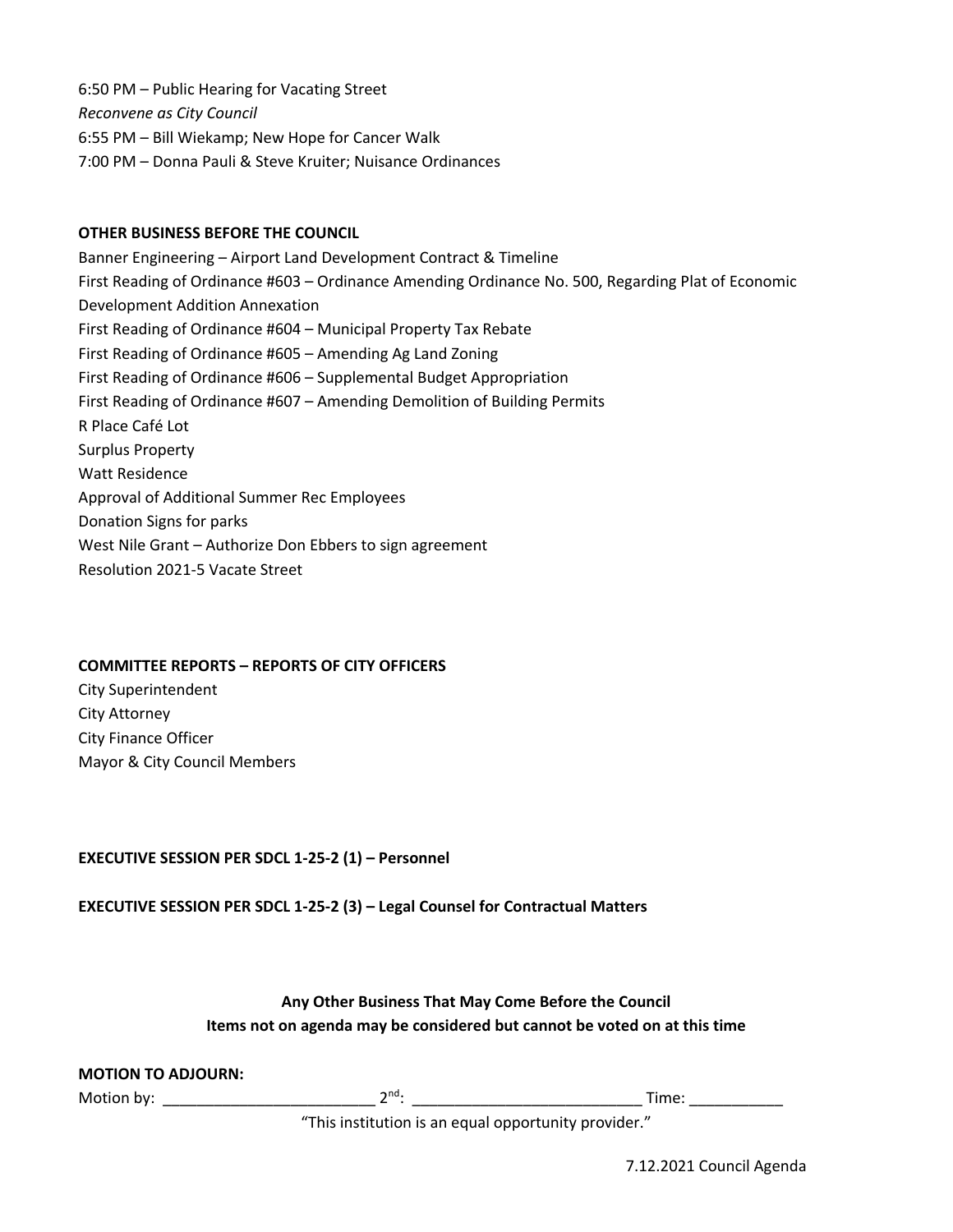6:50 PM – Public Hearing for Vacating Street

*Reconvene as City Council*

6:55 PM – Bill Wiekamp; New Hope for Cancer Walk

7:00 PM – Donna Pauli & Steve Kruiter; Nuisance Ordinances

**OTHER BUSINESS BEFORE THE COUNCIL**

Banner Engineering – Airport Land Development Contract & Timeline

First Reading of Ordinance #603 – Ordinance Amending Ordinance No. 500, Regarding Plat of Economic Development Addition Annexation

First Reading of Ordinance #604 – Municipal Property Tax Rebate

First Reading of Ordinance #605 – Amending Ag Land Zoning

First Reading of Ordinance #606 – Supplemental Budget Appropriation

First Reading of Ordinance #607 – Amending Demolition of Building Permits

R Place Café Lot

Surplus Property

Watt Residence

Approval of Additional Summer Rec Employees

Donation Signs for parks

West Nile Grant – Authorize Don Ebbers to sign agreement

Resolution 2021-5 Vacate Street

**COMMITTEE REPORTS – REPORTS OF CITY OFFICERS**

City Superintendent

City Attorney

City Finance Officer

Mayor & City Council Members

**EXECUTIVE SESSION PER SDCL 1-25-2 (1) – Personnel**

**EXECUTIVE SESSION PER SDCL 1-25-2 (3) – Legal Counsel for Contractual Matters**

**Any Other Business That May Come Before the Council**

**Items not on agenda may be considered but cannot be voted on at this time**

**MOTION TO ADJOURN:**

Motion by: _________________________ 2nd: ___________________________ Time: ___________

"This institution is an equal opportunity provider."

7.12.2021 Council Agenda